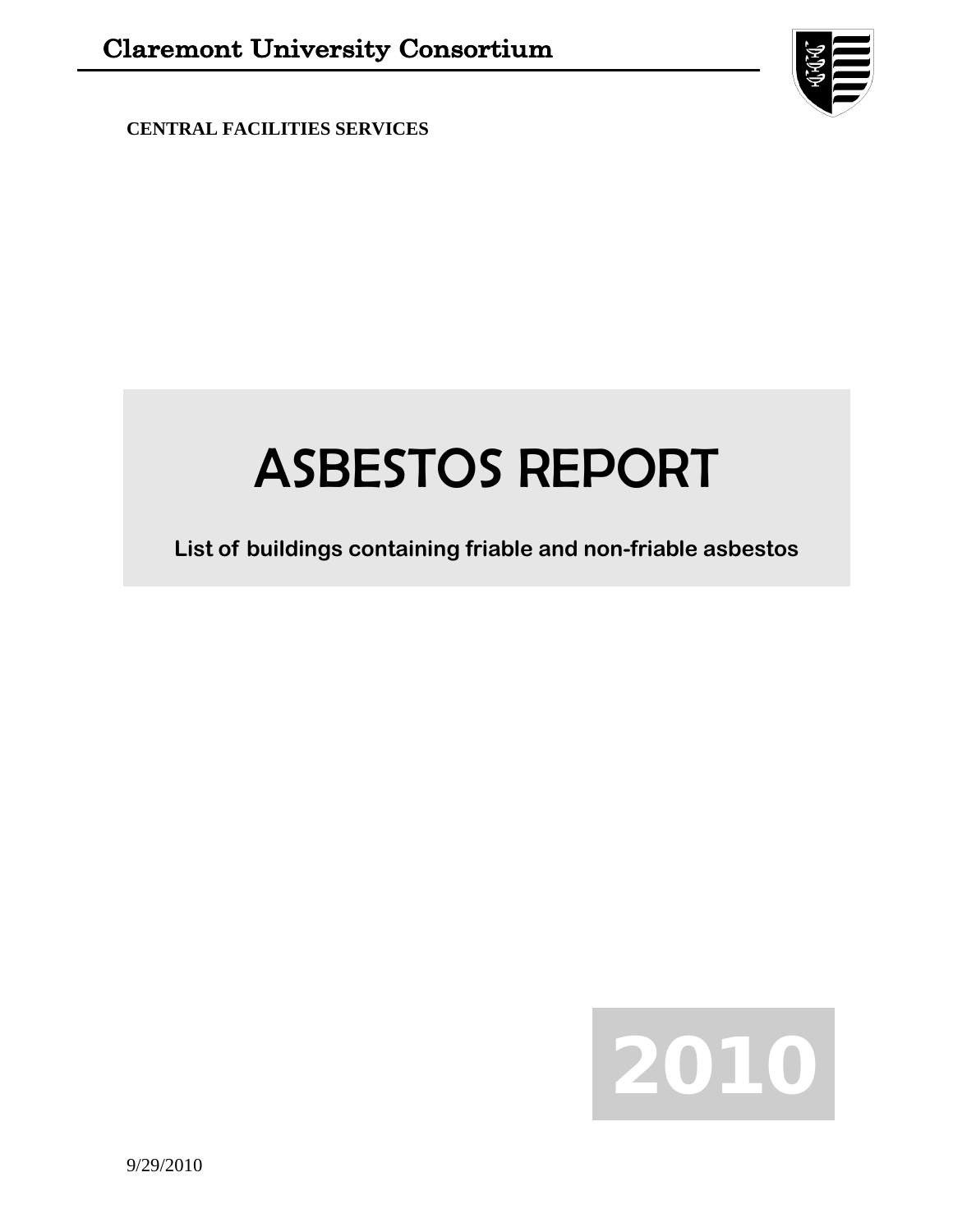Claremont University Consortium

**CENTRAL FACILITIES SERVICES**

# ASBESTOS REPORT

**List of buildings containing friable and non-friable asbestos**

**2010**

9/29/2010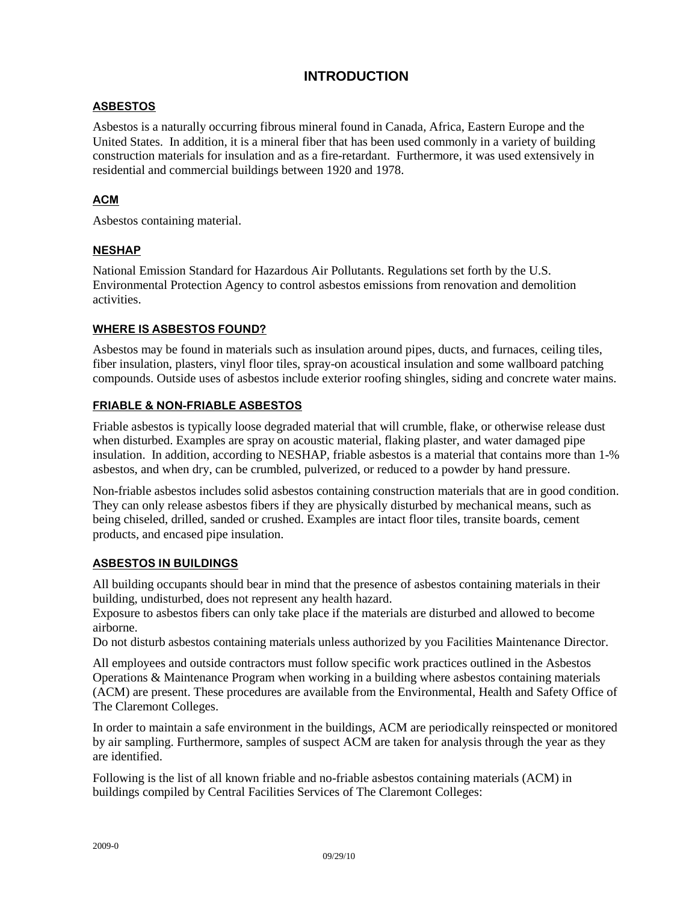# INTRODUCTION

### ASBESTOS

Asbestos is a naturally occurring fibrous mineral found in Canada, Africa, Eastern Europe and the United States. In addition, it is a mineral fiber that has been used commonly in a variety of building construction materials for insulation and as a fire-retardant. Furthermore, it was used extensively in residential and commercial buildings between 1920 and 1978.

### ACM

Asbestos containing material.

### NESHAP

National Emission Standard for Hazardous Air Pollutants. Regulations set forth by the U.S. Environmental Protection Agency to control asbestos emissions from renovation and demolition activities.

### WHERE IS ASBESTOS FOUND?

Asbestos may be found in materials such as insulation around pipes, ducts, and furnaces, ceiling tiles, fiber insulation, plasters, vinyl floor tiles, spray-on acoustical insulation and some wallboard patching compounds. Outside uses of asbestos include exterior roofing shingles, siding and concrete water mains.

### FRIABLE & NON-FRIABLE ASBESTOS

Friable asbestos is typically loose degraded material that will crumble, flake, or otherwise release dust when disturbed. Examples are spray on acoustic material, flaking plaster, and water damaged pipe insulation. In addition, according to NESHAP, friable asbestos is a material that contains more than 1-% asbestos, and when dry, can be crumbled, pulverized, or reduced to a powder by hand pressure.

Non-friable asbestos includes solid asbestos containing construction materials that are in good condition. They can only release asbestos fibers if they are physically disturbed by mechanical means, such as being chiseled, drilled, sanded or crushed. Examples are intact floor tiles, transite boards, cement products, and encased pipe insulation.

### ASBESTOS IN BUILDINGS

All building occupants should bear in mind that the presence of asbestos containing materials in their building, undisturbed, does not represent any health hazard.
Exposure to asbestos fibers can only take place if the materials are disturbed and allowed to become airborne.
Do not disturb asbestos containing materials unless authorized by you Facilities Maintenance Director.

All employees and outside contractors must follow specific work practices outlined in the Asbestos Operations & Maintenance Program when working in a building where asbestos containing materials (ACM) are present. These procedures are available from the Environmental, Health and Safety Office of The Claremont Colleges.

In order to maintain a safe environment in the buildings, ACM are periodically reinspected or monitored by air sampling. Furthermore, samples of suspect ACM are taken for analysis through the year as they are identified.

Following is the list of all known friable and no-friable asbestos containing materials (ACM) in buildings compiled by Central Facilities Services of The Claremont Colleges: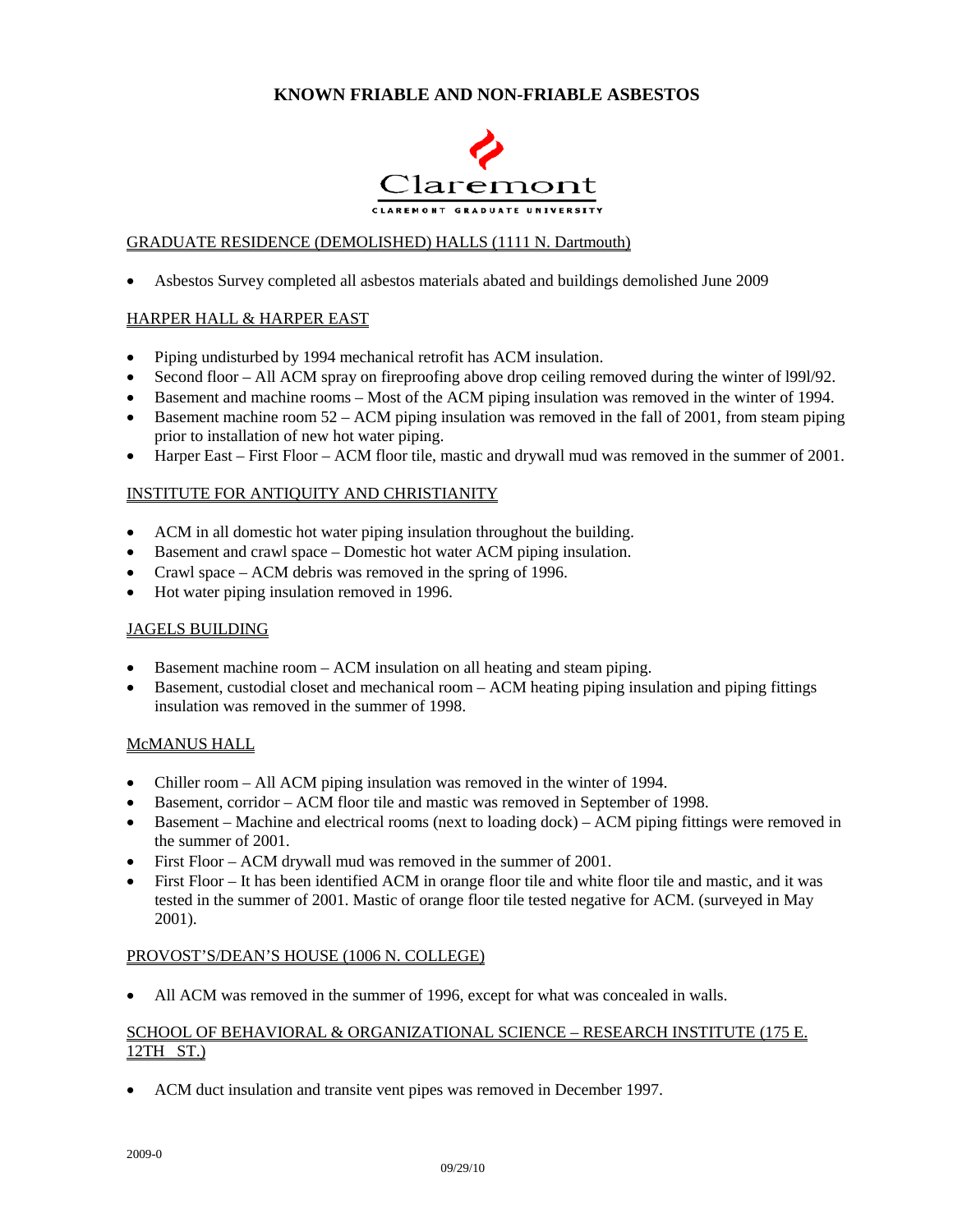# KNOWN FRIABLE AND NON-FRIABLE ASBESTOS

Claremont
CLAREMONT GRADUATE UNIVERSITY

GRADUATE RESIDENCE (DEMOLISHED) HALLS (1111 N. Dartmouth)

- Asbestos Survey completed all asbestos materials abated and buildings demolished June 2009

HARPER HALL & HARPER EAST

- Piping undisturbed by 1994 mechanical retrofit has ACM insulation.
- Second floor – All ACM spray on fireproofing above drop ceiling removed during the winter of l99l/92.
- Basement and machine rooms – Most of the ACM piping insulation was removed in the winter of 1994.
- Basement machine room 52 – ACM piping insulation was removed in the fall of 2001, from steam piping prior to installation of new hot water piping.
- Harper East – First Floor – ACM floor tile, mastic and drywall mud was removed in the summer of 2001.

INSTITUTE FOR ANTIQUITY AND CHRISTIANITY

- ACM in all domestic hot water piping insulation throughout the building.
- Basement and crawl space – Domestic hot water ACM piping insulation.
- Crawl space – ACM debris was removed in the spring of 1996.
- Hot water piping insulation removed in 1996.

JAGELS BUILDING

- Basement machine room – ACM insulation on all heating and steam piping.
- Basement, custodial closet and mechanical room – ACM heating piping insulation and piping fittings insulation was removed in the summer of 1998.

McMANUS HALL

- Chiller room – All ACM piping insulation was removed in the winter of 1994.
- Basement, corridor – ACM floor tile and mastic was removed in September of 1998.
- Basement – Machine and electrical rooms (next to loading dock) – ACM piping fittings were removed in the summer of 2001.
- First Floor – ACM drywall mud was removed in the summer of 2001.
- First Floor – It has been identified ACM in orange floor tile and white floor tile and mastic, and it was tested in the summer of 2001. Mastic of orange floor tile tested negative for ACM. (surveyed in May 2001).

PROVOST'S/DEAN'S HOUSE (1006 N. COLLEGE)

- All ACM was removed in the summer of 1996, except for what was concealed in walls.

SCHOOL OF BEHAVIORAL & ORGANIZATIONAL SCIENCE – RESEARCH INSTITUTE (175 E. 12TH ST.)

- ACM duct insulation and transite vent pipes was removed in December 1997.

2009-0

09/29/10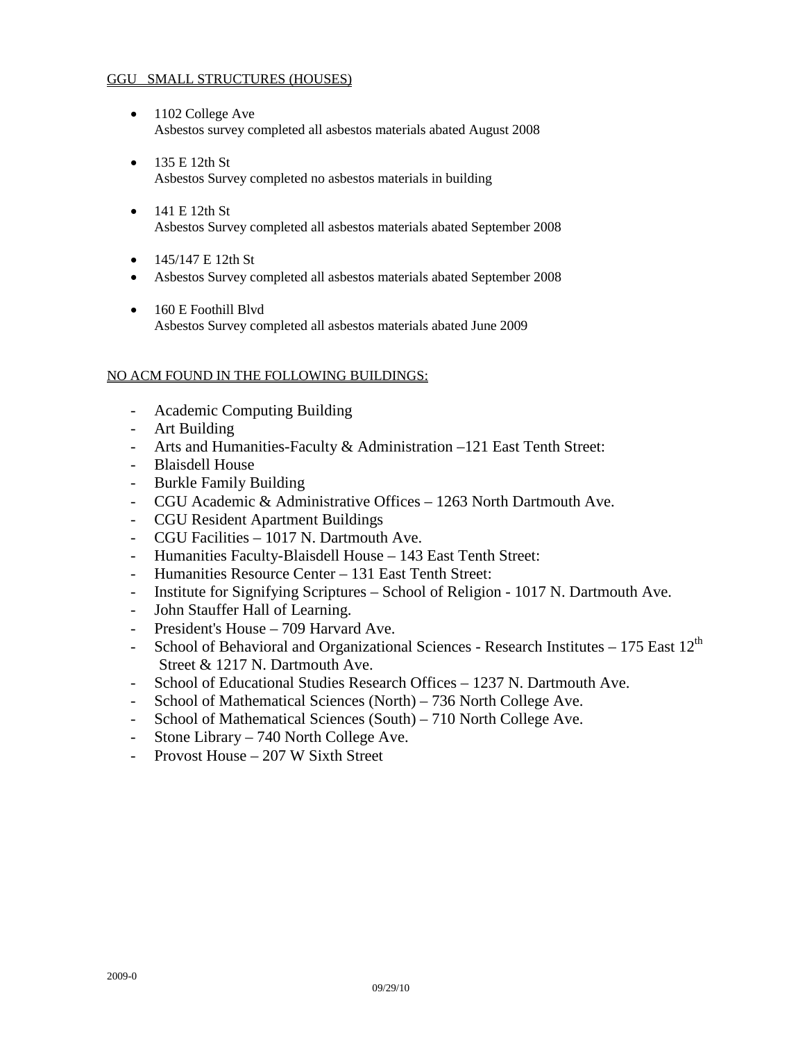GGU SMALL STRUCTURES (HOUSES)

- 1102 College Ave
  Asbestos survey completed all asbestos materials abated August 2008
- 135 E 12th St
  Asbestos Survey completed no asbestos materials in building
- 141 E 12th St
  Asbestos Survey completed all asbestos materials abated September 2008
- 145/147 E 12th St
- Asbestos Survey completed all asbestos materials abated September 2008
- 160 E Foothill Blvd
  Asbestos Survey completed all asbestos materials abated June 2009

NO ACM FOUND IN THE FOLLOWING BUILDINGS:

- Academic Computing Building
- Art Building
- Arts and Humanities-Faculty & Administration –121 East Tenth Street:
- Blaisdell House
- Burkle Family Building
- CGU Academic & Administrative Offices – 1263 North Dartmouth Ave.
- CGU Resident Apartment Buildings
- CGU Facilities – 1017 N. Dartmouth Ave.
- Humanities Faculty-Blaisdell House – 143 East Tenth Street:
- Humanities Resource Center – 131 East Tenth Street:
- Institute for Signifying Scriptures – School of Religion - 1017 N. Dartmouth Ave.
- John Stauffer Hall of Learning.
- President's House – 709 Harvard Ave.
- School of Behavioral and Organizational Sciences - Research Institutes – 175 East 12th Street & 1217 N. Dartmouth Ave.
- School of Educational Studies Research Offices – 1237 N. Dartmouth Ave.
- School of Mathematical Sciences (North) – 736 North College Ave.
- School of Mathematical Sciences (South) – 710 North College Ave.
- Stone Library – 740 North College Ave.
- Provost House – 207 W Sixth Street

2009-0

09/29/10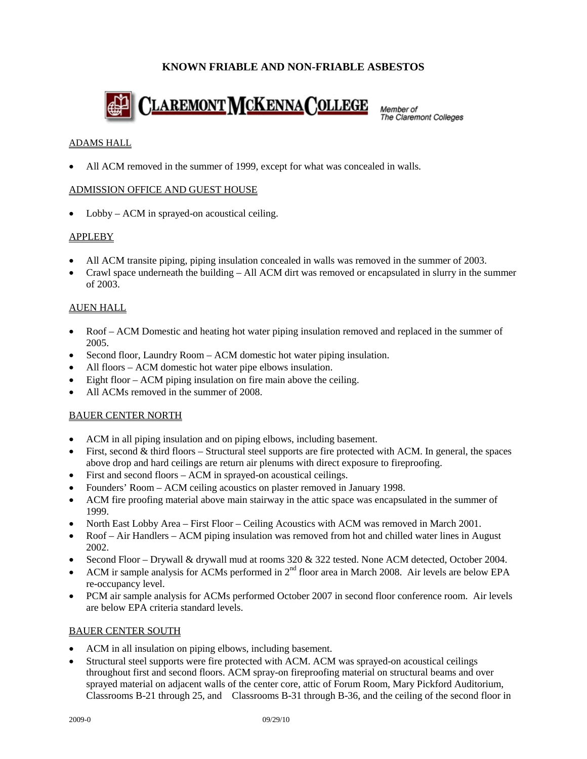# KNOWN FRIABLE AND NON-FRIABLE ASBESTOS

CLAREMONT McKENNA COLLEGE — Member of The Claremont Colleges

## ADAMS HALL

- All ACM removed in the summer of 1999, except for what was concealed in walls.

## ADMISSION OFFICE AND GUEST HOUSE

- Lobby – ACM in sprayed-on acoustical ceiling.

## APPLEBY

- All ACM transite piping, piping insulation concealed in walls was removed in the summer of 2003.
- Crawl space underneath the building – All ACM dirt was removed or encapsulated in slurry in the summer of 2003.

## AUEN HALL

- Roof – ACM Domestic and heating hot water piping insulation removed and replaced in the summer of 2005.
- Second floor, Laundry Room – ACM domestic hot water piping insulation.
- All floors – ACM domestic hot water pipe elbows insulation.
- Eight floor – ACM piping insulation on fire main above the ceiling.
- All ACMs removed in the summer of 2008.

## BAUER CENTER NORTH

- ACM in all piping insulation and on piping elbows, including basement.
- First, second & third floors – Structural steel supports are fire protected with ACM. In general, the spaces above drop and hard ceilings are return air plenums with direct exposure to fireproofing.
- First and second floors – ACM in sprayed-on acoustical ceilings.
- Founders' Room – ACM ceiling acoustics on plaster removed in January 1998.
- ACM fire proofing material above main stairway in the attic space was encapsulated in the summer of 1999.
- North East Lobby Area – First Floor – Ceiling Acoustics with ACM was removed in March 2001.
- Roof – Air Handlers – ACM piping insulation was removed from hot and chilled water lines in August 2002.
- Second Floor – Drywall & drywall mud at rooms 320 & 322 tested. None ACM detected, October 2004.
- ACM ir sample analysis for ACMs performed in 2nd floor area in March 2008. Air levels are below EPA re-occupancy level.
- PCM air sample analysis for ACMs performed October 2007 in second floor conference room. Air levels are below EPA criteria standard levels.

## BAUER CENTER SOUTH

- ACM in all insulation on piping elbows, including basement.
- Structural steel supports were fire protected with ACM. ACM was sprayed-on acoustical ceilings throughout first and second floors. ACM spray-on fireproofing material on structural beams and over sprayed material on adjacent walls of the center core, attic of Forum Room, Mary Pickford Auditorium, Classrooms B-21 through 25, and Classrooms B-31 through B-36, and the ceiling of the second floor in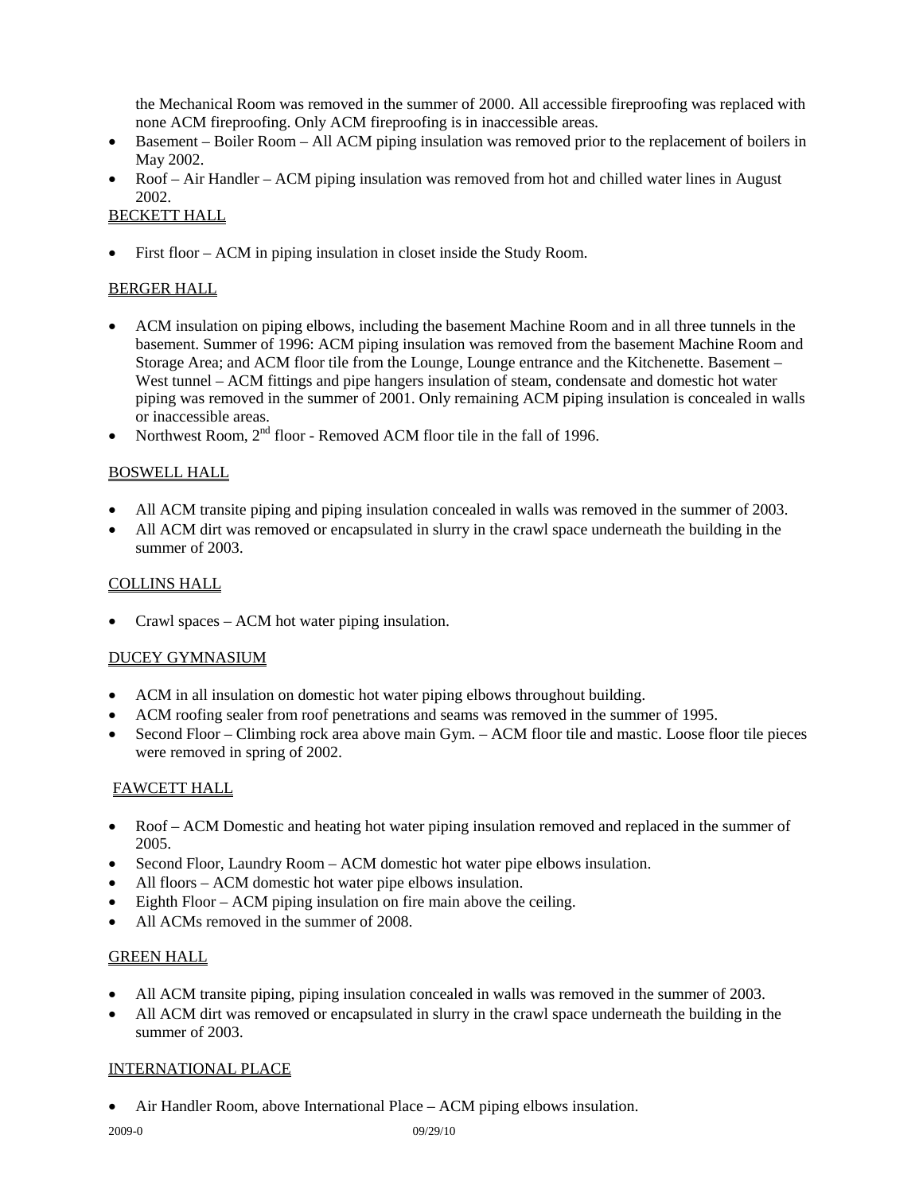the Mechanical Room was removed in the summer of 2000. All accessible fireproofing was replaced with none ACM fireproofing. Only ACM fireproofing is in inaccessible areas.

- Basement – Boiler Room – All ACM piping insulation was removed prior to the replacement of boilers in May 2002.
- Roof – Air Handler – ACM piping insulation was removed from hot and chilled water lines in August 2002.

BECKETT HALL

- First floor – ACM in piping insulation in closet inside the Study Room.

BERGER HALL

- ACM insulation on piping elbows, including the basement Machine Room and in all three tunnels in the basement. Summer of 1996: ACM piping insulation was removed from the basement Machine Room and Storage Area; and ACM floor tile from the Lounge, Lounge entrance and the Kitchenette. Basement – West tunnel – ACM fittings and pipe hangers insulation of steam, condensate and domestic hot water piping was removed in the summer of 2001. Only remaining ACM piping insulation is concealed in walls or inaccessible areas.
- Northwest Room, 2nd floor - Removed ACM floor tile in the fall of 1996.

BOSWELL HALL

- All ACM transite piping and piping insulation concealed in walls was removed in the summer of 2003.
- All ACM dirt was removed or encapsulated in slurry in the crawl space underneath the building in the summer of 2003.

COLLINS HALL

- Crawl spaces – ACM hot water piping insulation.

DUCEY GYMNASIUM

- ACM in all insulation on domestic hot water piping elbows throughout building.
- ACM roofing sealer from roof penetrations and seams was removed in the summer of 1995.
- Second Floor – Climbing rock area above main Gym. – ACM floor tile and mastic. Loose floor tile pieces were removed in spring of 2002.

FAWCETT HALL

- Roof – ACM Domestic and heating hot water piping insulation removed and replaced in the summer of 2005.
- Second Floor, Laundry Room – ACM domestic hot water pipe elbows insulation.
- All floors – ACM domestic hot water pipe elbows insulation.
- Eighth Floor – ACM piping insulation on fire main above the ceiling.
- All ACMs removed in the summer of 2008.

GREEN HALL

- All ACM transite piping, piping insulation concealed in walls was removed in the summer of 2003.
- All ACM dirt was removed or encapsulated in slurry in the crawl space underneath the building in the summer of 2003.

INTERNATIONAL PLACE

- Air Handler Room, above International Place – ACM piping elbows insulation.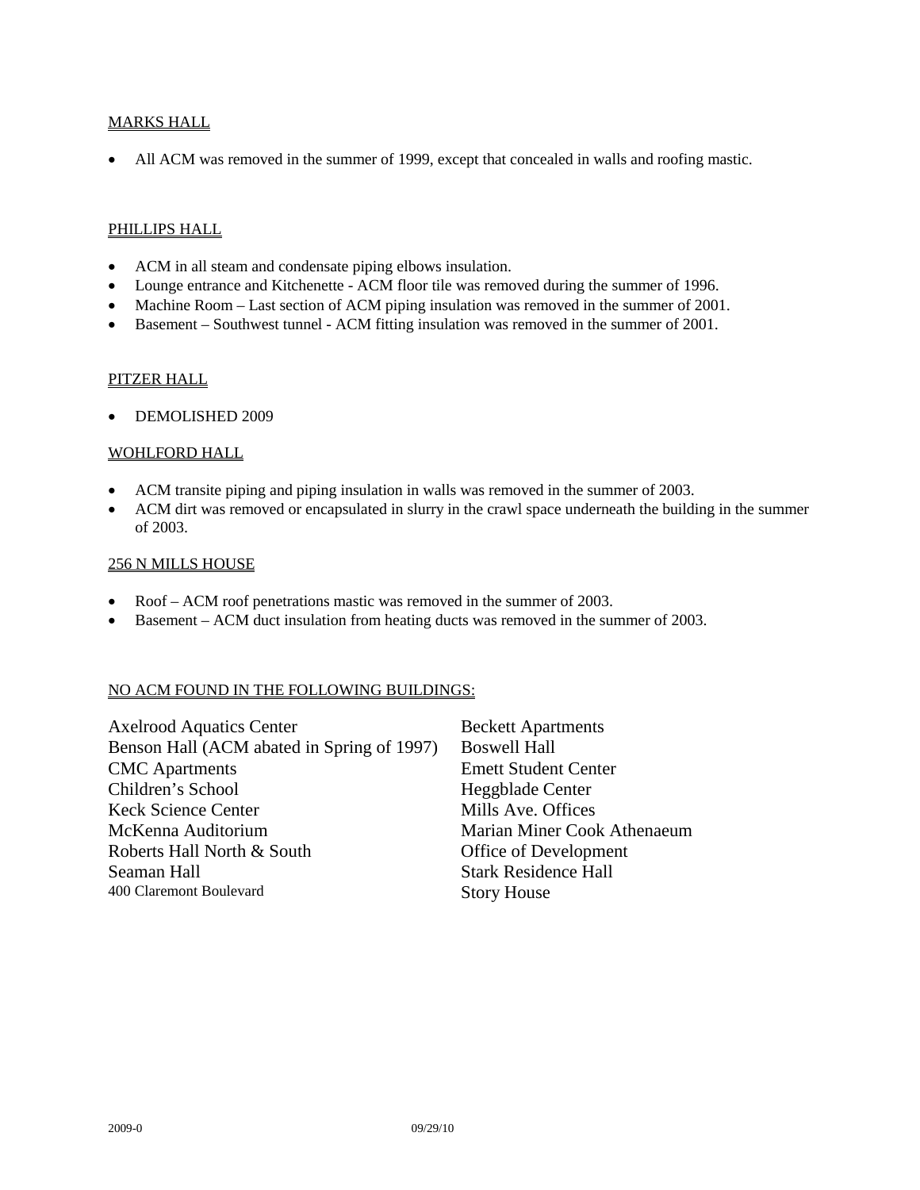## MARKS HALL

- All ACM was removed in the summer of 1999, except that concealed in walls and roofing mastic.

## PHILLIPS HALL

- ACM in all steam and condensate piping elbows insulation.
- Lounge entrance and Kitchenette - ACM floor tile was removed during the summer of 1996.
- Machine Room – Last section of ACM piping insulation was removed in the summer of 2001.
- Basement – Southwest tunnel - ACM fitting insulation was removed in the summer of 2001.

## PITZER HALL

- DEMOLISHED 2009

## WOHLFORD HALL

- ACM transite piping and piping insulation in walls was removed in the summer of 2003.
- ACM dirt was removed or encapsulated in slurry in the crawl space underneath the building in the summer of 2003.

## 256 N MILLS HOUSE

- Roof – ACM roof penetrations mastic was removed in the summer of 2003.
- Basement – ACM duct insulation from heating ducts was removed in the summer of 2003.

## NO ACM FOUND IN THE FOLLOWING BUILDINGS:

Axelrood Aquatics Center
Benson Hall (ACM abated in Spring of 1997)
CMC Apartments
Children's School
Keck Science Center
McKenna Auditorium
Roberts Hall North & South
Seaman Hall
400 Claremont Boulevard
Beckett Apartments
Boswell Hall
Emett Student Center
Heggblade Center
Mills Ave. Offices
Marian Miner Cook Athenaeum
Office of Development
Stark Residence Hall
Story House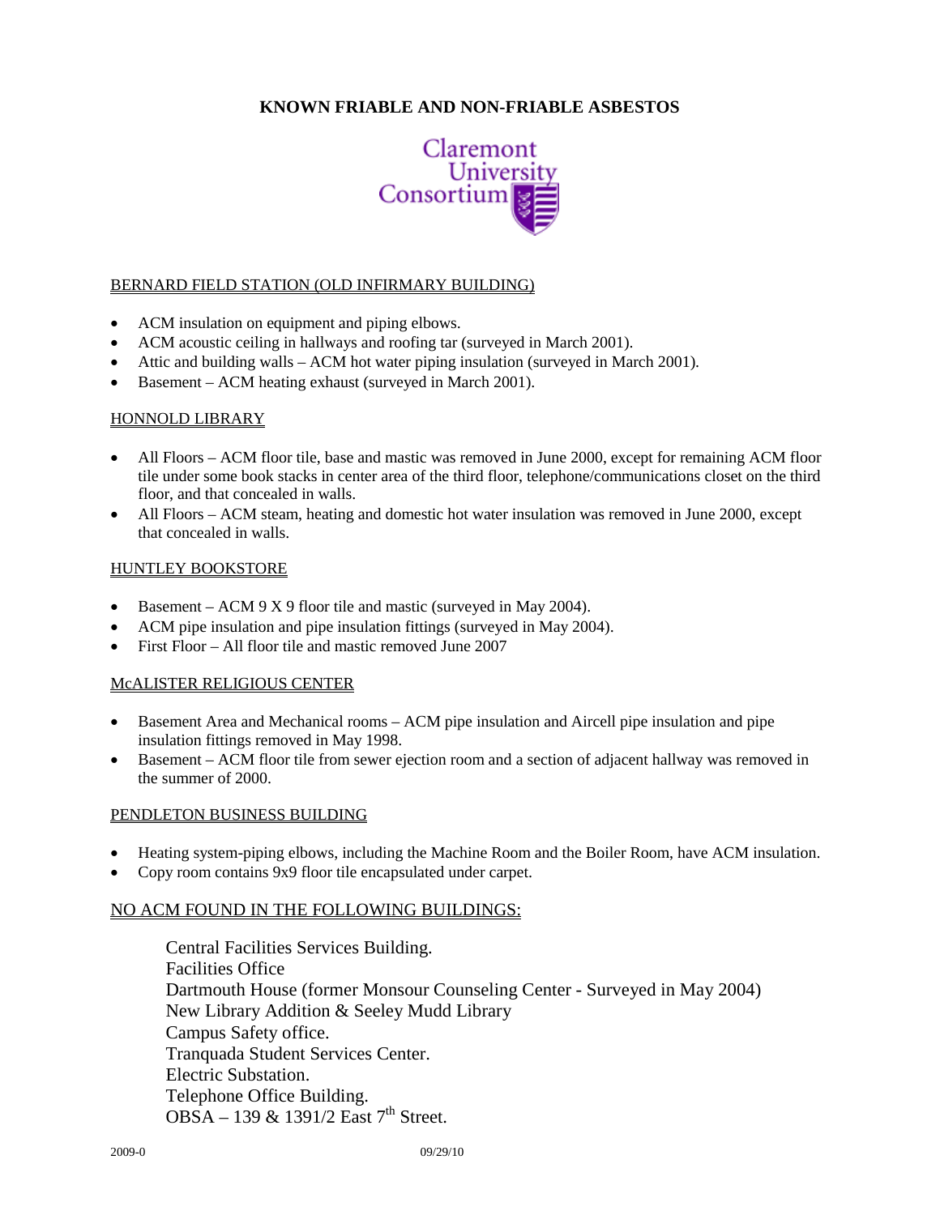# KNOWN FRIABLE AND NON-FRIABLE ASBESTOS

Claremont University Consortium

BERNARD FIELD STATION (OLD INFIRMARY BUILDING)

- ACM insulation on equipment and piping elbows.
- ACM acoustic ceiling in hallways and roofing tar (surveyed in March 2001).
- Attic and building walls – ACM hot water piping insulation (surveyed in March 2001).
- Basement – ACM heating exhaust (surveyed in March 2001).

HONNOLD LIBRARY

- All Floors – ACM floor tile, base and mastic was removed in June 2000, except for remaining ACM floor tile under some book stacks in center area of the third floor, telephone/communications closet on the third floor, and that concealed in walls.
- All Floors – ACM steam, heating and domestic hot water insulation was removed in June 2000, except that concealed in walls.

HUNTLEY BOOKSTORE

- Basement – ACM 9 X 9 floor tile and mastic (surveyed in May 2004).
- ACM pipe insulation and pipe insulation fittings (surveyed in May 2004).
- First Floor – All floor tile and mastic removed June 2007

McALISTER RELIGIOUS CENTER

- Basement Area and Mechanical rooms – ACM pipe insulation and Aircell pipe insulation and pipe insulation fittings removed in May 1998.
- Basement – ACM floor tile from sewer ejection room and a section of adjacent hallway was removed in the summer of 2000.

PENDLETON BUSINESS BUILDING

- Heating system-piping elbows, including the Machine Room and the Boiler Room, have ACM insulation.
- Copy room contains 9x9 floor tile encapsulated under carpet.

NO ACM FOUND IN THE FOLLOWING BUILDINGS:

Central Facilities Services Building.
Facilities Office
Dartmouth House (former Monsour Counseling Center - Surveyed in May 2004)
New Library Addition & Seeley Mudd Library
Campus Safety office.
Tranquada Student Services Center.
Electric Substation.
Telephone Office Building.
OBSA – 139 & 1391/2 East 7th Street.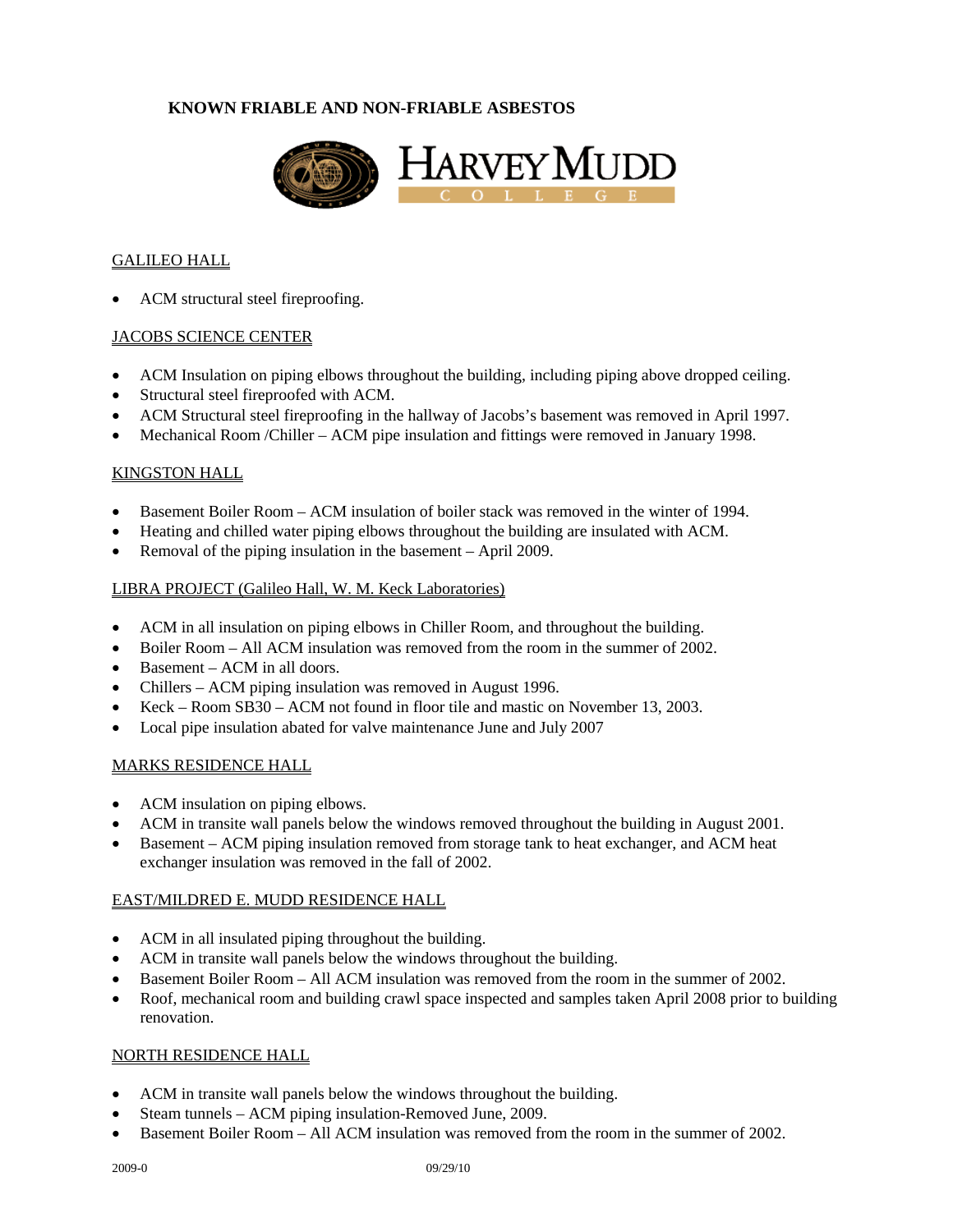**KNOWN FRIABLE AND NON-FRIABLE ASBESTOS**

HARVEY MUDD COLLEGE

GALILEO HALL

- ACM structural steel fireproofing.

JACOBS SCIENCE CENTER

- ACM Insulation on piping elbows throughout the building, including piping above dropped ceiling.
- Structural steel fireproofed with ACM.
- ACM Structural steel fireproofing in the hallway of Jacobs's basement was removed in April 1997.
- Mechanical Room /Chiller – ACM pipe insulation and fittings were removed in January 1998.

KINGSTON HALL

- Basement Boiler Room – ACM insulation of boiler stack was removed in the winter of 1994.
- Heating and chilled water piping elbows throughout the building are insulated with ACM.
- Removal of the piping insulation in the basement – April 2009.

LIBRA PROJECT (Galileo Hall, W. M. Keck Laboratories)

- ACM in all insulation on piping elbows in Chiller Room, and throughout the building.
- Boiler Room – All ACM insulation was removed from the room in the summer of 2002.
- Basement – ACM in all doors.
- Chillers – ACM piping insulation was removed in August 1996.
- Keck – Room SB30 – ACM not found in floor tile and mastic on November 13, 2003.
- Local pipe insulation abated for valve maintenance June and July 2007

MARKS RESIDENCE HALL

- ACM insulation on piping elbows.
- ACM in transite wall panels below the windows removed throughout the building in August 2001.
- Basement – ACM piping insulation removed from storage tank to heat exchanger, and ACM heat exchanger insulation was removed in the fall of 2002.

EAST/MILDRED E. MUDD RESIDENCE HALL

- ACM in all insulated piping throughout the building.
- ACM in transite wall panels below the windows throughout the building.
- Basement Boiler Room – All ACM insulation was removed from the room in the summer of 2002.
- Roof, mechanical room and building crawl space inspected and samples taken April 2008 prior to building renovation.

NORTH RESIDENCE HALL

- ACM in transite wall panels below the windows throughout the building.
- Steam tunnels – ACM piping insulation-Removed June, 2009.
- Basement Boiler Room – All ACM insulation was removed from the room in the summer of 2002.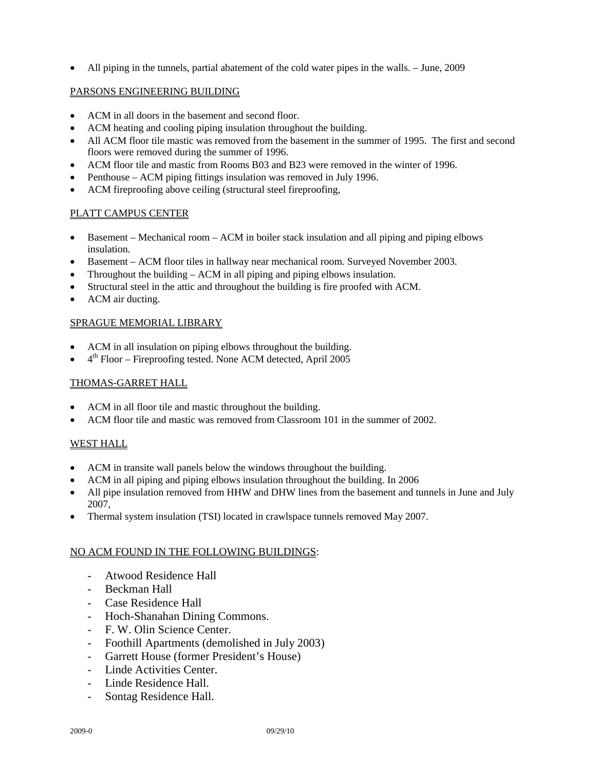- All piping in the tunnels, partial abatement of the cold water pipes in the walls. – June, 2009

PARSONS ENGINEERING BUILDING

- ACM in all doors in the basement and second floor.
- ACM heating and cooling piping insulation throughout the building.
- All ACM floor tile mastic was removed from the basement in the summer of 1995. The first and second floors were removed during the summer of 1996.
- ACM floor tile and mastic from Rooms B03 and B23 were removed in the winter of 1996.
- Penthouse – ACM piping fittings insulation was removed in July 1996.
- ACM fireproofing above ceiling (structural steel fireproofing,

PLATT CAMPUS CENTER

- Basement – Mechanical room – ACM in boiler stack insulation and all piping and piping elbows insulation.
- Basement – ACM floor tiles in hallway near mechanical room. Surveyed November 2003.
- Throughout the building – ACM in all piping and piping elbows insulation.
- Structural steel in the attic and throughout the building is fire proofed with ACM.
- ACM air ducting.

SPRAGUE MEMORIAL LIBRARY

- ACM in all insulation on piping elbows throughout the building.
- 4th Floor – Fireproofing tested. None ACM detected, April 2005

THOMAS-GARRET HALL

- ACM in all floor tile and mastic throughout the building.
- ACM floor tile and mastic was removed from Classroom 101 in the summer of 2002.

WEST HALL

- ACM in transite wall panels below the windows throughout the building.
- ACM in all piping and piping elbows insulation throughout the building. In 2006
- All pipe insulation removed from HHW and DHW lines from the basement and tunnels in June and July 2007,
- Thermal system insulation (TSI) located in crawlspace tunnels removed May 2007.

NO ACM FOUND IN THE FOLLOWING BUILDINGS:

- Atwood Residence Hall
- Beckman Hall
- Case Residence Hall
- Hoch-Shanahan Dining Commons.
- F. W. Olin Science Center.
- Foothill Apartments (demolished in July 2003)
- Garrett House (former President's House)
- Linde Activities Center.
- Linde Residence Hall.
- Sontag Residence Hall.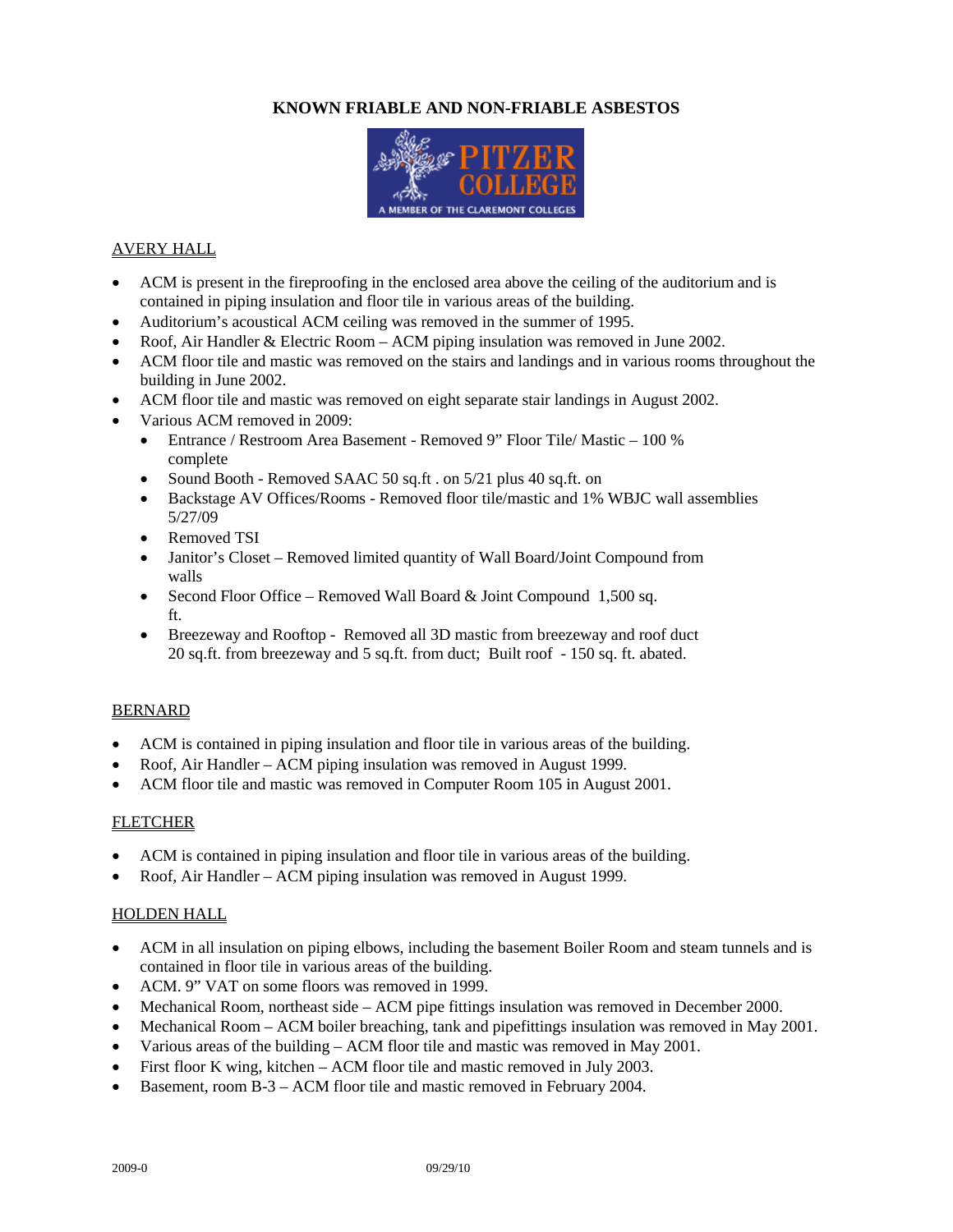# KNOWN FRIABLE AND NON-FRIABLE ASBESTOS

PITZER COLLEGE
A MEMBER OF THE CLAREMONT COLLEGES

## AVERY HALL

- ACM is present in the fireproofing in the enclosed area above the ceiling of the auditorium and is contained in piping insulation and floor tile in various areas of the building.
- Auditorium's acoustical ACM ceiling was removed in the summer of 1995.
- Roof, Air Handler & Electric Room – ACM piping insulation was removed in June 2002.
- ACM floor tile and mastic was removed on the stairs and landings and in various rooms throughout the building in June 2002.
- ACM floor tile and mastic was removed on eight separate stair landings in August 2002.
- Various ACM removed in 2009:
  - Entrance / Restroom Area Basement - Removed 9" Floor Tile/ Mastic – 100 % complete
  - Sound Booth - Removed SAAC 50 sq.ft . on 5/21 plus 40 sq.ft. on
  - Backstage AV Offices/Rooms - Removed floor tile/mastic and 1% WBJC wall assemblies 5/27/09
  - Removed TSI
  - Janitor's Closet – Removed limited quantity of Wall Board/Joint Compound from walls
  - Second Floor Office – Removed Wall Board & Joint Compound 1,500 sq. ft.
  - Breezeway and Rooftop - Removed all 3D mastic from breezeway and roof duct 20 sq.ft. from breezeway and 5 sq.ft. from duct; Built roof - 150 sq. ft. abated.

## BERNARD

- ACM is contained in piping insulation and floor tile in various areas of the building.
- Roof, Air Handler – ACM piping insulation was removed in August 1999.
- ACM floor tile and mastic was removed in Computer Room 105 in August 2001.

## FLETCHER

- ACM is contained in piping insulation and floor tile in various areas of the building.
- Roof, Air Handler – ACM piping insulation was removed in August 1999.

## HOLDEN HALL

- ACM in all insulation on piping elbows, including the basement Boiler Room and steam tunnels and is contained in floor tile in various areas of the building.
- ACM. 9" VAT on some floors was removed in 1999.
- Mechanical Room, northeast side – ACM pipe fittings insulation was removed in December 2000.
- Mechanical Room – ACM boiler breaching, tank and pipefittings insulation was removed in May 2001.
- Various areas of the building – ACM floor tile and mastic was removed in May 2001.
- First floor K wing, kitchen – ACM floor tile and mastic removed in July 2003.
- Basement, room B-3 – ACM floor tile and mastic removed in February 2004.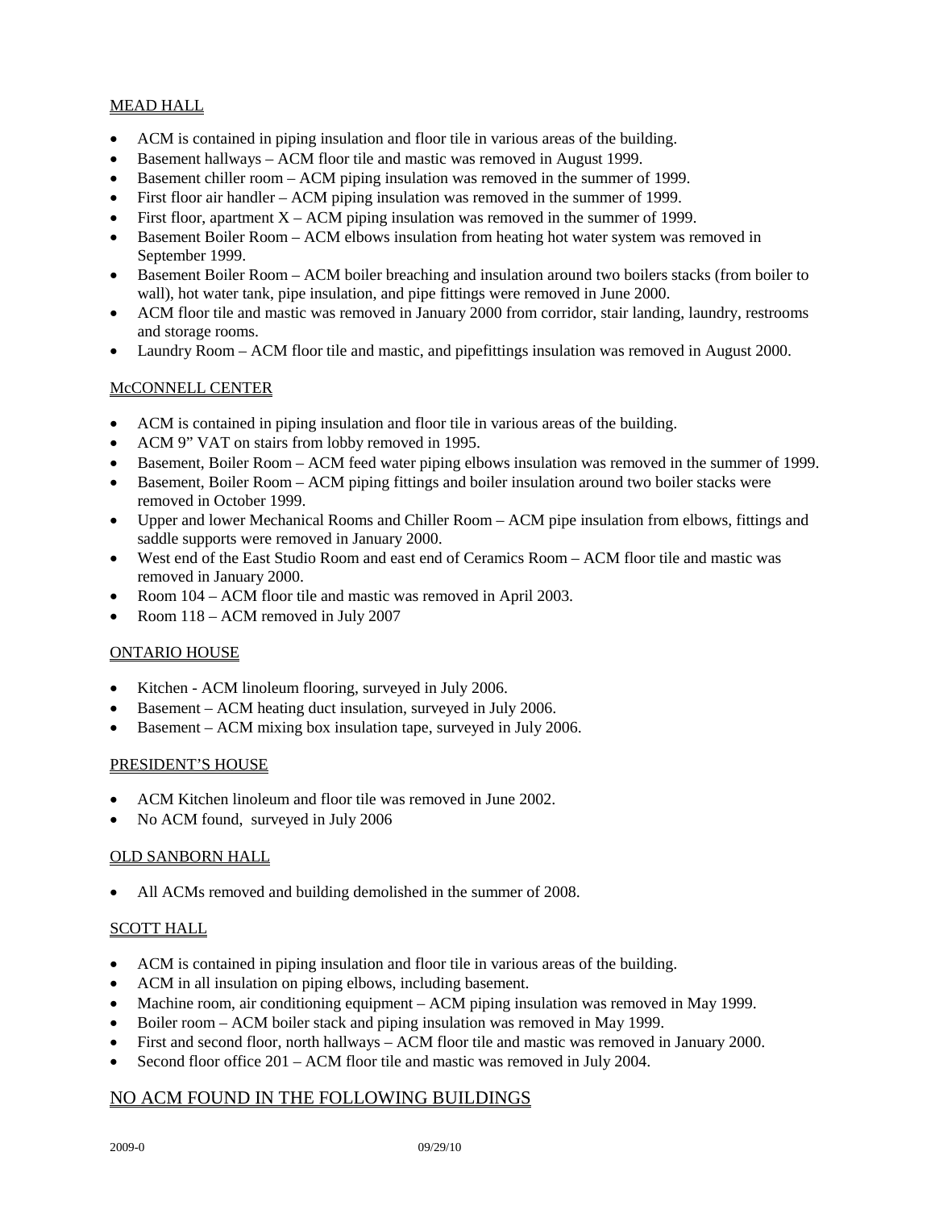## MEAD HALL

- ACM is contained in piping insulation and floor tile in various areas of the building.
- Basement hallways – ACM floor tile and mastic was removed in August 1999.
- Basement chiller room – ACM piping insulation was removed in the summer of 1999.
- First floor air handler – ACM piping insulation was removed in the summer of 1999.
- First floor, apartment X – ACM piping insulation was removed in the summer of 1999.
- Basement Boiler Room – ACM elbows insulation from heating hot water system was removed in September 1999.
- Basement Boiler Room – ACM boiler breaching and insulation around two boilers stacks (from boiler to wall), hot water tank, pipe insulation, and pipe fittings were removed in June 2000.
- ACM floor tile and mastic was removed in January 2000 from corridor, stair landing, laundry, restrooms and storage rooms.
- Laundry Room – ACM floor tile and mastic, and pipefittings insulation was removed in August 2000.

## McCONNELL CENTER

- ACM is contained in piping insulation and floor tile in various areas of the building.
- ACM 9" VAT on stairs from lobby removed in 1995.
- Basement, Boiler Room – ACM feed water piping elbows insulation was removed in the summer of 1999.
- Basement, Boiler Room – ACM piping fittings and boiler insulation around two boiler stacks were removed in October 1999.
- Upper and lower Mechanical Rooms and Chiller Room – ACM pipe insulation from elbows, fittings and saddle supports were removed in January 2000.
- West end of the East Studio Room and east end of Ceramics Room – ACM floor tile and mastic was removed in January 2000.
- Room 104 – ACM floor tile and mastic was removed in April 2003.
- Room 118 – ACM removed in July 2007

## ONTARIO HOUSE

- Kitchen - ACM linoleum flooring, surveyed in July 2006.
- Basement – ACM heating duct insulation, surveyed in July 2006.
- Basement – ACM mixing box insulation tape, surveyed in July 2006.

## PRESIDENT'S HOUSE

- ACM Kitchen linoleum and floor tile was removed in June 2002.
- No ACM found, surveyed in July 2006

## OLD SANBORN HALL

- All ACMs removed and building demolished in the summer of 2008.

## SCOTT HALL

- ACM is contained in piping insulation and floor tile in various areas of the building.
- ACM in all insulation on piping elbows, including basement.
- Machine room, air conditioning equipment – ACM piping insulation was removed in May 1999.
- Boiler room – ACM boiler stack and piping insulation was removed in May 1999.
- First and second floor, north hallways – ACM floor tile and mastic was removed in January 2000.
- Second floor office 201 – ACM floor tile and mastic was removed in July 2004.

## NO ACM FOUND IN THE FOLLOWING BUILDINGS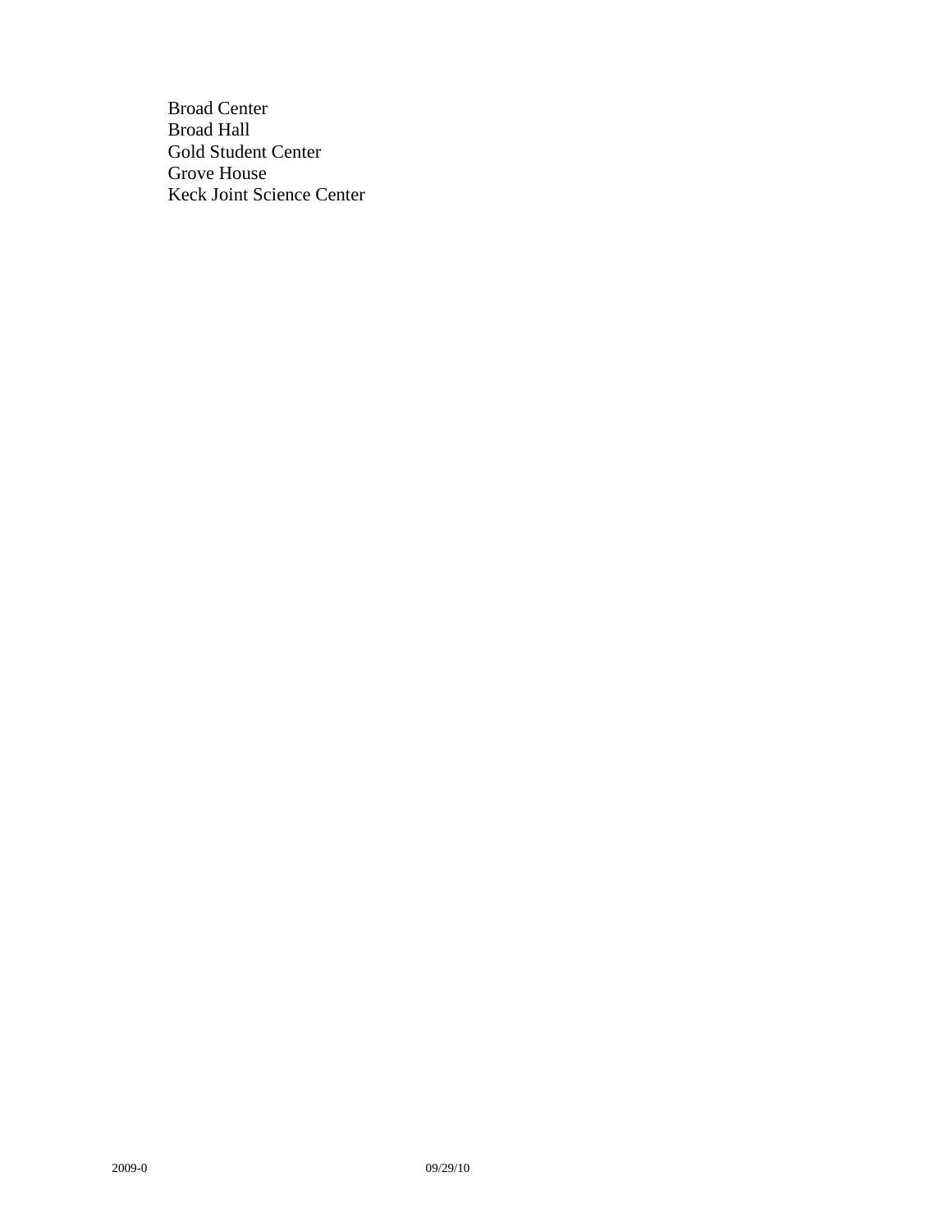Broad Center
Broad Hall
Gold Student Center
Grove House
Keck Joint Science Center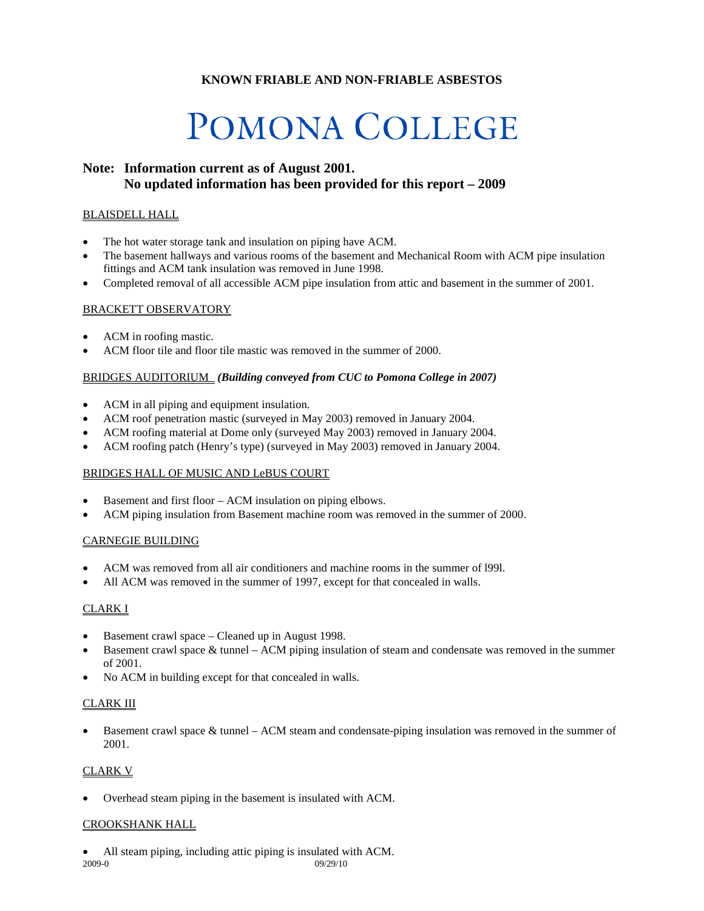**KNOWN FRIABLE AND NON-FRIABLE ASBESTOS**

# POMONA COLLEGE

## Note: Information current as of August 2001. No updated information has been provided for this report – 2009

BLAISDELL HALL

- The hot water storage tank and insulation on piping have ACM.
- The basement hallways and various rooms of the basement and Mechanical Room with ACM pipe insulation fittings and ACM tank insulation was removed in June 1998.
- Completed removal of all accessible ACM pipe insulation from attic and basement in the summer of 2001.

BRACKETT OBSERVATORY

- ACM in roofing mastic.
- ACM floor tile and floor tile mastic was removed in the summer of 2000.

BRIDGES AUDITORIUM ***(Building conveyed from CUC to Pomona College in 2007)***

- ACM in all piping and equipment insulation.
- ACM roof penetration mastic (surveyed in May 2003) removed in January 2004.
- ACM roofing material at Dome only (surveyed May 2003) removed in January 2004.
- ACM roofing patch (Henry's type) (surveyed in May 2003) removed in January 2004.

BRIDGES HALL OF MUSIC AND LeBUS COURT

- Basement and first floor – ACM insulation on piping elbows.
- ACM piping insulation from Basement machine room was removed in the summer of 2000.

CARNEGIE BUILDING

- ACM was removed from all air conditioners and machine rooms in the summer of l99l.
- All ACM was removed in the summer of 1997, except for that concealed in walls.

CLARK I

- Basement crawl space – Cleaned up in August 1998.
- Basement crawl space & tunnel – ACM piping insulation of steam and condensate was removed in the summer of 2001.
- No ACM in building except for that concealed in walls.

CLARK III

- Basement crawl space & tunnel – ACM steam and condensate-piping insulation was removed in the summer of 2001.

CLARK V

- Overhead steam piping in the basement is insulated with ACM.

CROOKSHANK HALL

- All steam piping, including attic piping is insulated with ACM.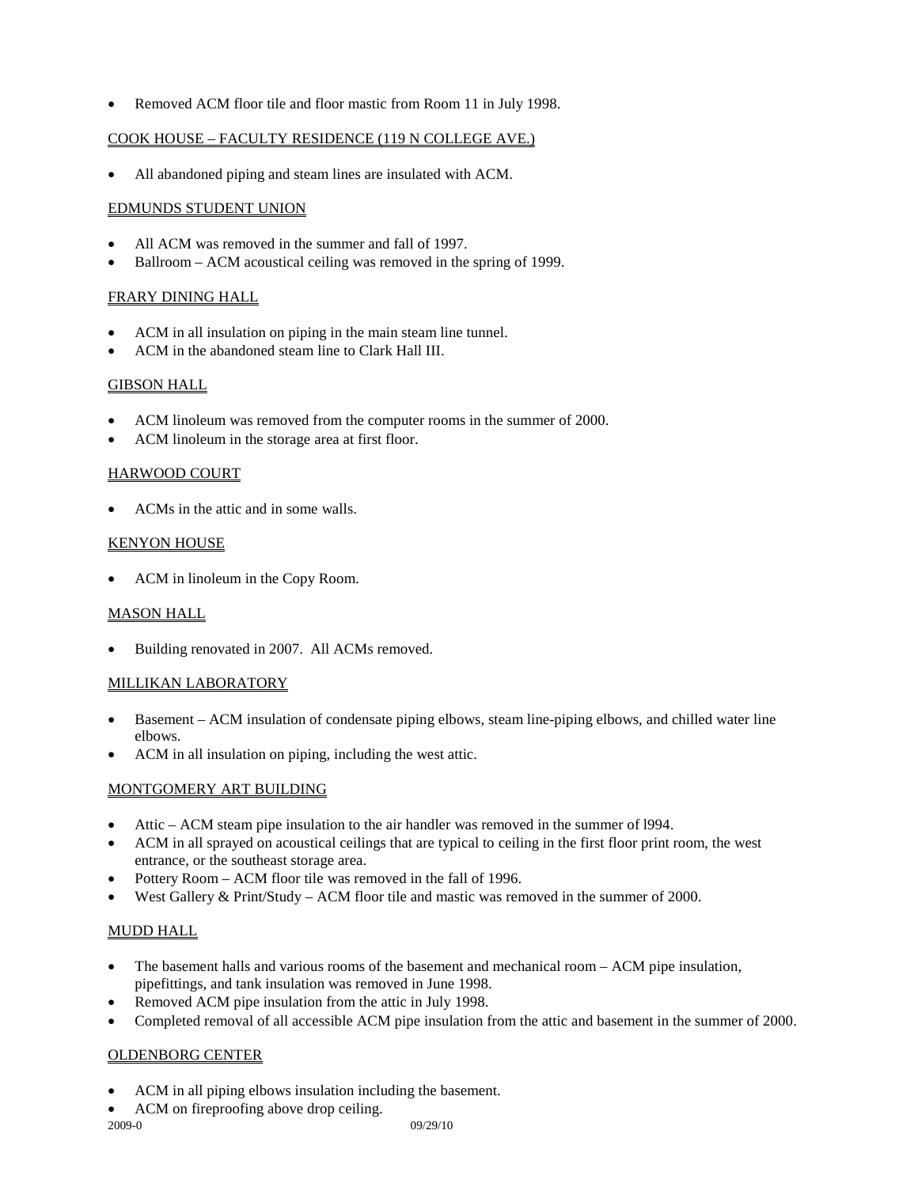- Removed ACM floor tile and floor mastic from Room 11 in July 1998.

COOK HOUSE – FACULTY RESIDENCE (119 N COLLEGE AVE.)

- All abandoned piping and steam lines are insulated with ACM.

EDMUNDS STUDENT UNION

- All ACM was removed in the summer and fall of 1997.
- Ballroom – ACM acoustical ceiling was removed in the spring of 1999.

FRARY DINING HALL

- ACM in all insulation on piping in the main steam line tunnel.
- ACM in the abandoned steam line to Clark Hall III.

GIBSON HALL

- ACM linoleum was removed from the computer rooms in the summer of 2000.
- ACM linoleum in the storage area at first floor.

HARWOOD COURT

- ACMs in the attic and in some walls.

KENYON HOUSE

- ACM in linoleum in the Copy Room.

MASON HALL

- Building renovated in 2007. All ACMs removed.

MILLIKAN LABORATORY

- Basement – ACM insulation of condensate piping elbows, steam line-piping elbows, and chilled water line elbows.
- ACM in all insulation on piping, including the west attic.

MONTGOMERY ART BUILDING

- Attic – ACM steam pipe insulation to the air handler was removed in the summer of l994.
- ACM in all sprayed on acoustical ceilings that are typical to ceiling in the first floor print room, the west entrance, or the southeast storage area.
- Pottery Room – ACM floor tile was removed in the fall of 1996.
- West Gallery & Print/Study – ACM floor tile and mastic was removed in the summer of 2000.

MUDD HALL

- The basement halls and various rooms of the basement and mechanical room – ACM pipe insulation, pipefittings, and tank insulation was removed in June 1998.
- Removed ACM pipe insulation from the attic in July 1998.
- Completed removal of all accessible ACM pipe insulation from the attic and basement in the summer of 2000.

OLDENBORG CENTER

- ACM in all piping elbows insulation including the basement.
- ACM on fireproofing above drop ceiling.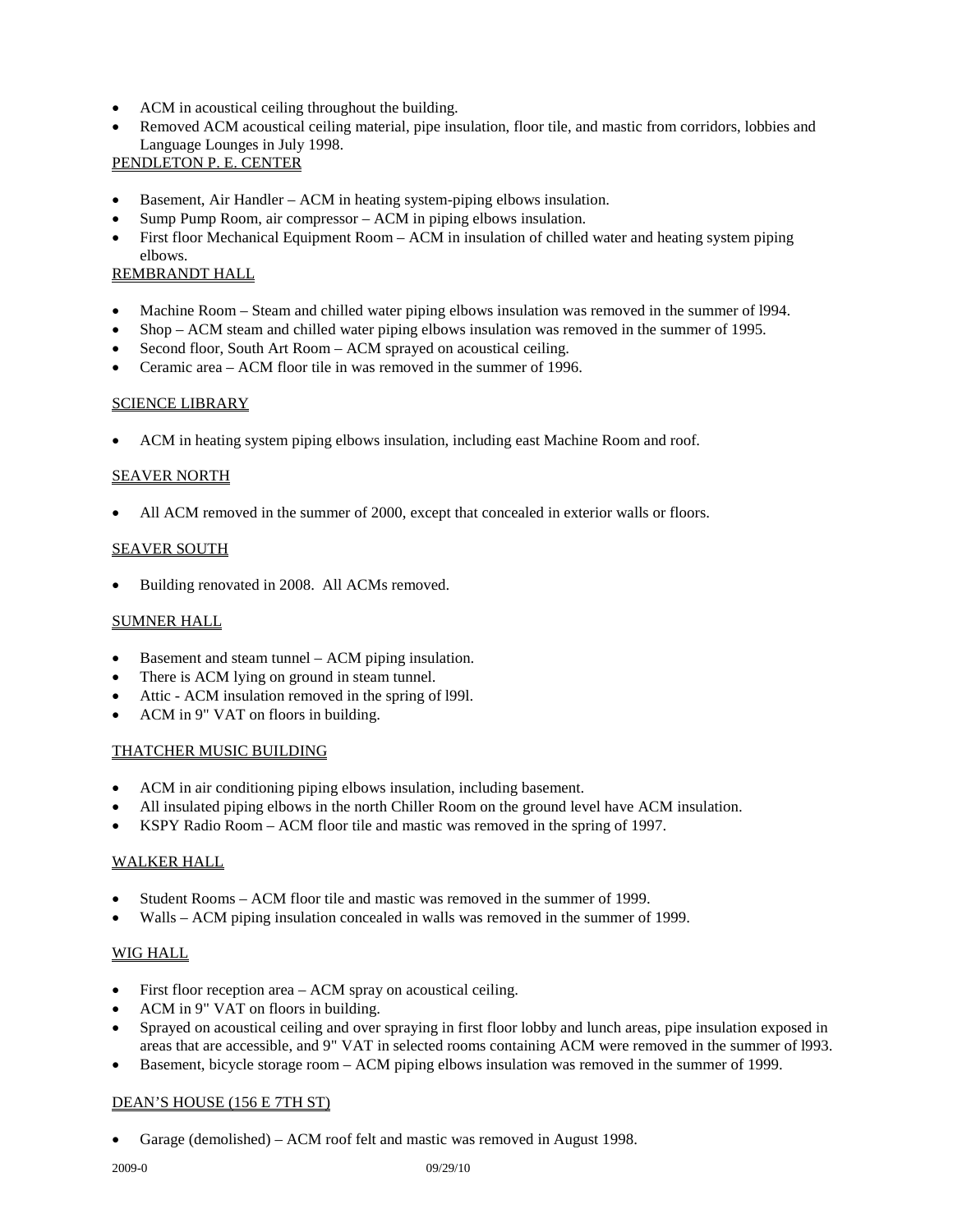- ACM in acoustical ceiling throughout the building.
- Removed ACM acoustical ceiling material, pipe insulation, floor tile, and mastic from corridors, lobbies and Language Lounges in July 1998.

PENDLETON P. E. CENTER

- Basement, Air Handler – ACM in heating system-piping elbows insulation.
- Sump Pump Room, air compressor – ACM in piping elbows insulation.
- First floor Mechanical Equipment Room – ACM in insulation of chilled water and heating system piping elbows.

REMBRANDT HALL

- Machine Room – Steam and chilled water piping elbows insulation was removed in the summer of l994.
- Shop – ACM steam and chilled water piping elbows insulation was removed in the summer of 1995.
- Second floor, South Art Room – ACM sprayed on acoustical ceiling.
- Ceramic area – ACM floor tile in was removed in the summer of 1996.

SCIENCE LIBRARY

- ACM in heating system piping elbows insulation, including east Machine Room and roof.

SEAVER NORTH

- All ACM removed in the summer of 2000, except that concealed in exterior walls or floors.

SEAVER SOUTH

- Building renovated in 2008. All ACMs removed.

SUMNER HALL

- Basement and steam tunnel – ACM piping insulation.
- There is ACM lying on ground in steam tunnel.
- Attic - ACM insulation removed in the spring of l99l.
- ACM in 9" VAT on floors in building.

THATCHER MUSIC BUILDING

- ACM in air conditioning piping elbows insulation, including basement.
- All insulated piping elbows in the north Chiller Room on the ground level have ACM insulation.
- KSPY Radio Room – ACM floor tile and mastic was removed in the spring of 1997.

WALKER HALL

- Student Rooms – ACM floor tile and mastic was removed in the summer of 1999.
- Walls – ACM piping insulation concealed in walls was removed in the summer of 1999.

WIG HALL

- First floor reception area – ACM spray on acoustical ceiling.
- ACM in 9" VAT on floors in building.
- Sprayed on acoustical ceiling and over spraying in first floor lobby and lunch areas, pipe insulation exposed in areas that are accessible, and 9" VAT in selected rooms containing ACM were removed in the summer of l993.
- Basement, bicycle storage room – ACM piping elbows insulation was removed in the summer of 1999.

DEAN'S HOUSE (156 E 7TH ST)

- Garage (demolished) – ACM roof felt and mastic was removed in August 1998.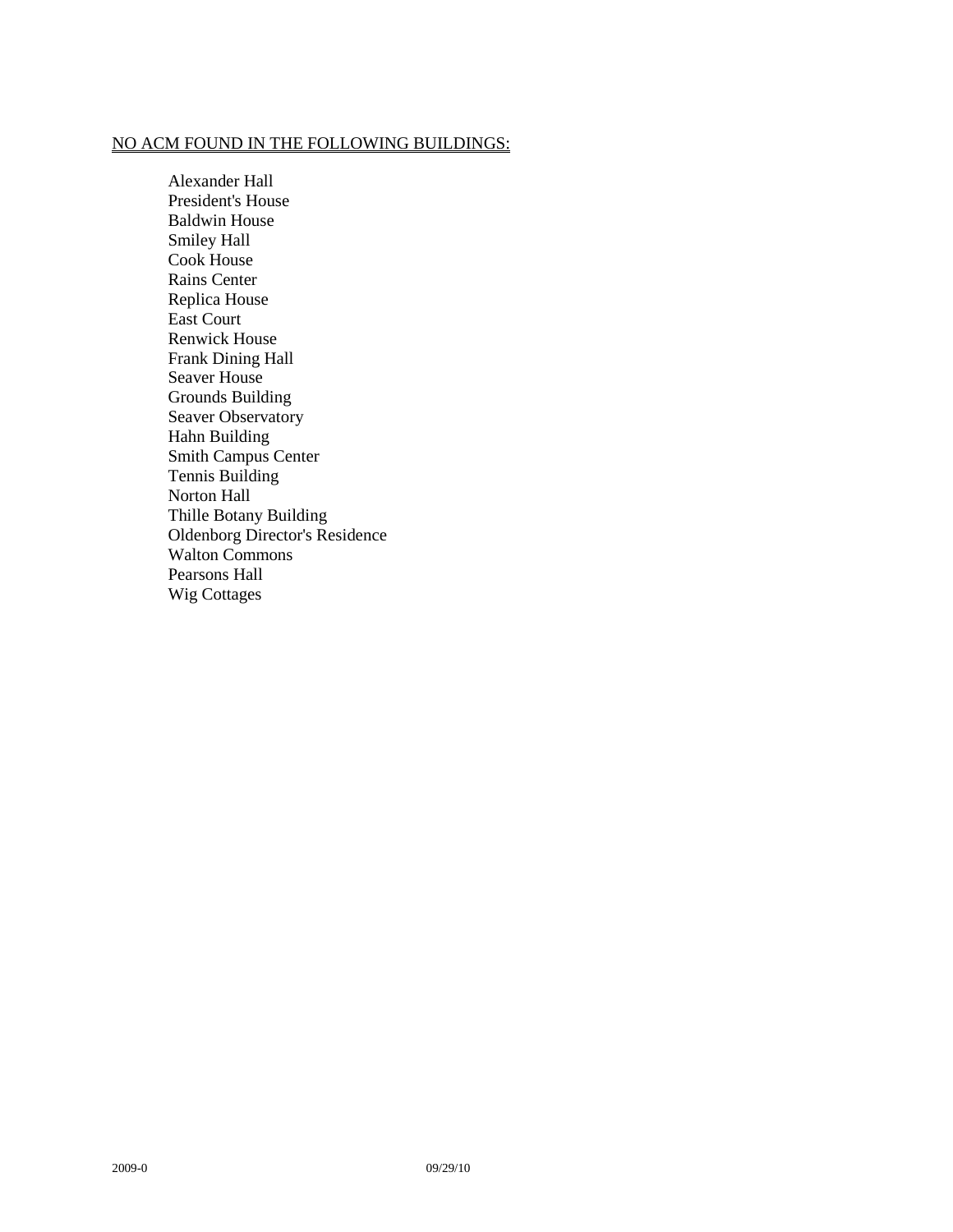<u>NO ACM FOUND IN THE FOLLOWING BUILDINGS:</u>

- Alexander Hall
- President's House
- Baldwin House
- Smiley Hall
- Cook House
- Rains Center
- Replica House
- East Court
- Renwick House
- Frank Dining Hall
- Seaver House
- Grounds Building
- Seaver Observatory
- Hahn Building
- Smith Campus Center
- Tennis Building
- Norton Hall
- Thille Botany Building
- Oldenborg Director's Residence
- Walton Commons
- Pearsons Hall
- Wig Cottages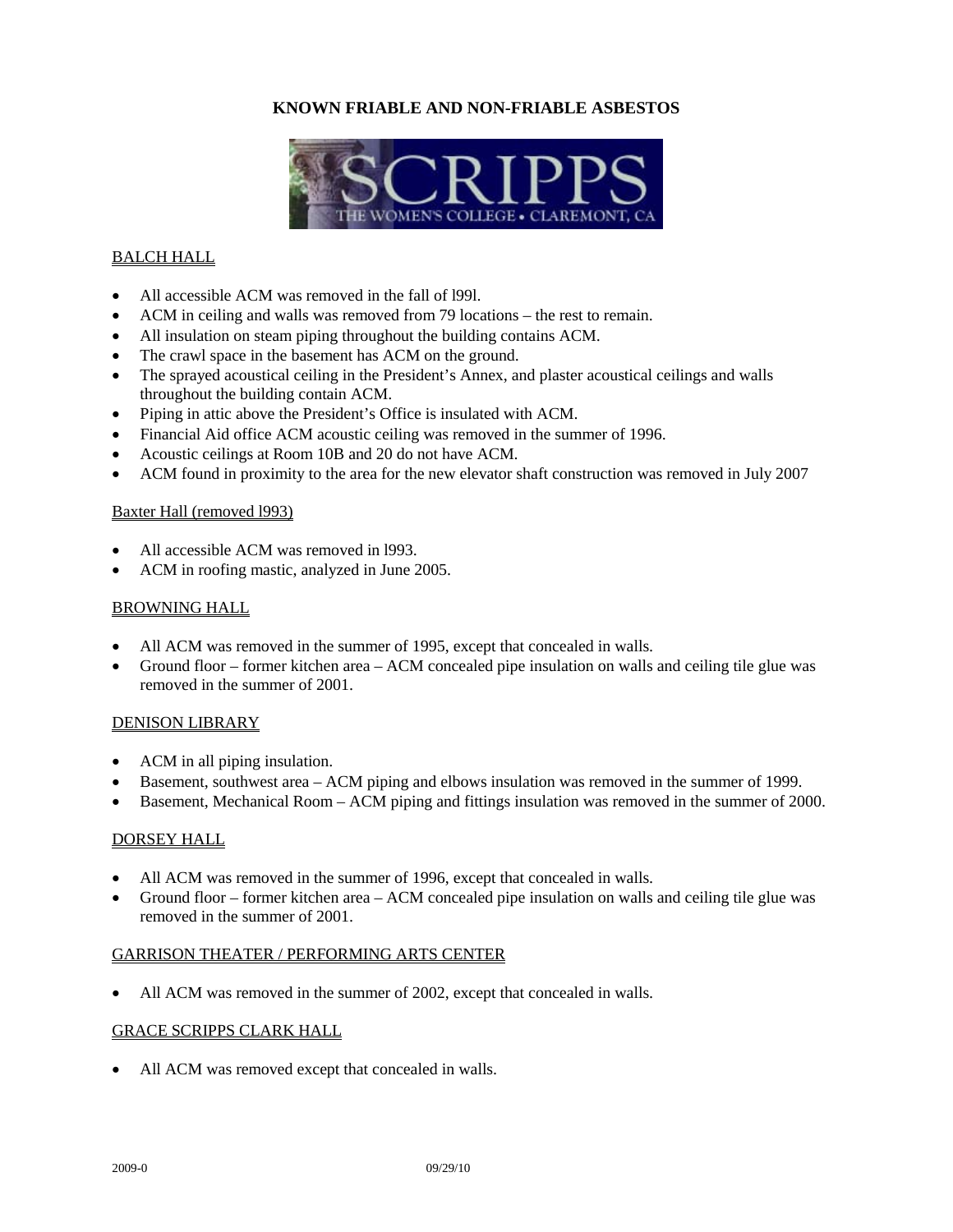**KNOWN FRIABLE AND NON-FRIABLE ASBESTOS**

BALCH HALL

- All accessible ACM was removed in the fall of l99l.
- ACM in ceiling and walls was removed from 79 locations – the rest to remain.
- All insulation on steam piping throughout the building contains ACM.
- The crawl space in the basement has ACM on the ground.
- The sprayed acoustical ceiling in the President's Annex, and plaster acoustical ceilings and walls throughout the building contain ACM.
- Piping in attic above the President's Office is insulated with ACM.
- Financial Aid office ACM acoustic ceiling was removed in the summer of 1996.
- Acoustic ceilings at Room 10B and 20 do not have ACM.
- ACM found in proximity to the area for the new elevator shaft construction was removed in July 2007

Baxter Hall (removed l993)

- All accessible ACM was removed in l993.
- ACM in roofing mastic, analyzed in June 2005.

BROWNING HALL

- All ACM was removed in the summer of 1995, except that concealed in walls.
- Ground floor – former kitchen area – ACM concealed pipe insulation on walls and ceiling tile glue was removed in the summer of 2001.

DENISON LIBRARY

- ACM in all piping insulation.
- Basement, southwest area – ACM piping and elbows insulation was removed in the summer of 1999.
- Basement, Mechanical Room – ACM piping and fittings insulation was removed in the summer of 2000.

DORSEY HALL

- All ACM was removed in the summer of 1996, except that concealed in walls.
- Ground floor – former kitchen area – ACM concealed pipe insulation on walls and ceiling tile glue was removed in the summer of 2001.

GARRISON THEATER / PERFORMING ARTS CENTER

- All ACM was removed in the summer of 2002, except that concealed in walls.

GRACE SCRIPPS CLARK HALL

- All ACM was removed except that concealed in walls.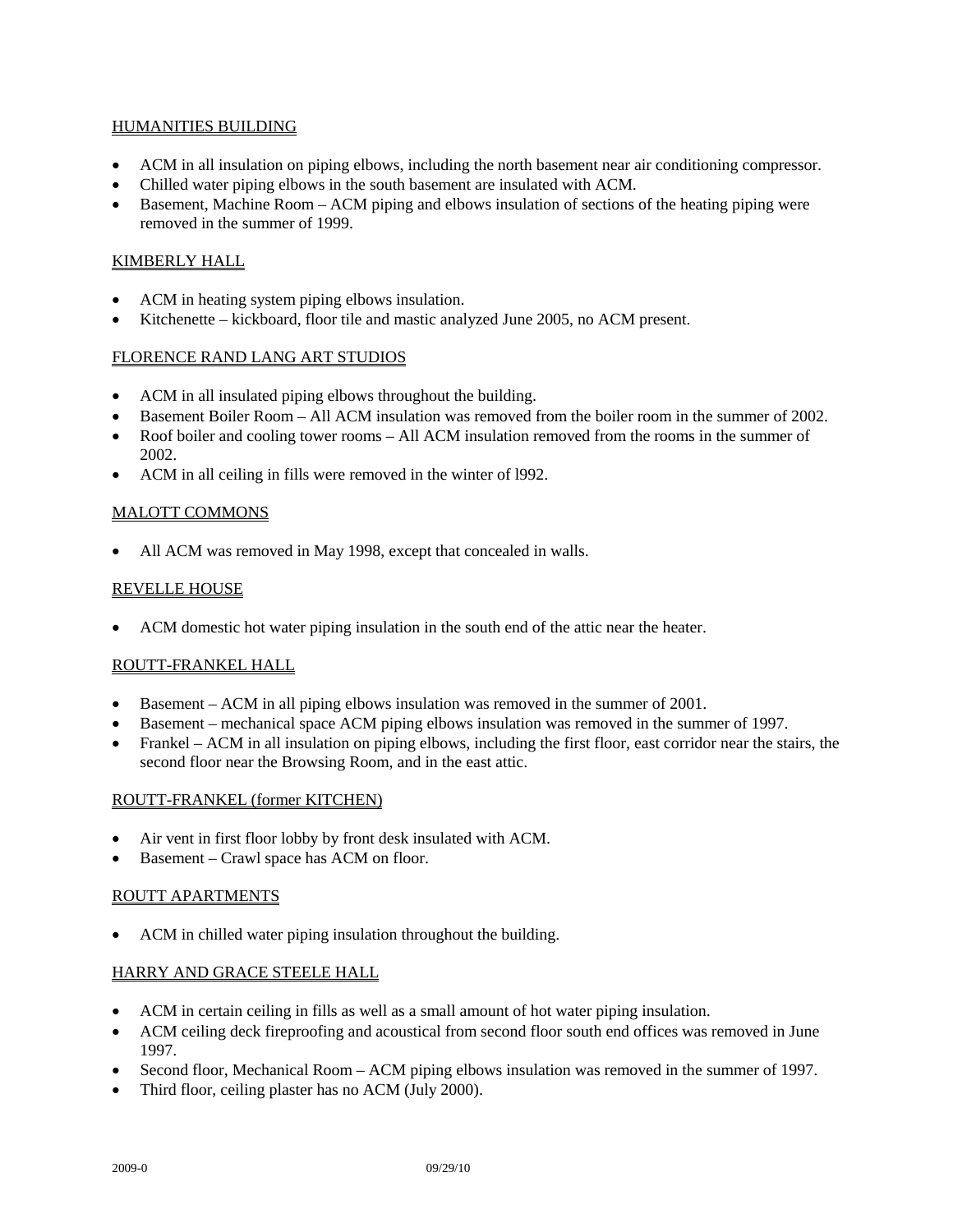HUMANITIES BUILDING

- ACM in all insulation on piping elbows, including the north basement near air conditioning compressor.
- Chilled water piping elbows in the south basement are insulated with ACM.
- Basement, Machine Room – ACM piping and elbows insulation of sections of the heating piping were removed in the summer of 1999.

KIMBERLY HALL

- ACM in heating system piping elbows insulation.
- Kitchenette – kickboard, floor tile and mastic analyzed June 2005, no ACM present.

FLORENCE RAND LANG ART STUDIOS

- ACM in all insulated piping elbows throughout the building.
- Basement Boiler Room – All ACM insulation was removed from the boiler room in the summer of 2002.
- Roof boiler and cooling tower rooms – All ACM insulation removed from the rooms in the summer of 2002.
- ACM in all ceiling in fills were removed in the winter of l992.

MALOTT COMMONS

- All ACM was removed in May 1998, except that concealed in walls.

REVELLE HOUSE

- ACM domestic hot water piping insulation in the south end of the attic near the heater.

ROUTT-FRANKEL HALL

- Basement – ACM in all piping elbows insulation was removed in the summer of 2001.
- Basement – mechanical space ACM piping elbows insulation was removed in the summer of 1997.
- Frankel – ACM in all insulation on piping elbows, including the first floor, east corridor near the stairs, the second floor near the Browsing Room, and in the east attic.

ROUTT-FRANKEL (former KITCHEN)

- Air vent in first floor lobby by front desk insulated with ACM.
- Basement – Crawl space has ACM on floor.

ROUTT APARTMENTS

- ACM in chilled water piping insulation throughout the building.

HARRY AND GRACE STEELE HALL

- ACM in certain ceiling in fills as well as a small amount of hot water piping insulation.
- ACM ceiling deck fireproofing and acoustical from second floor south end offices was removed in June 1997.
- Second floor, Mechanical Room – ACM piping elbows insulation was removed in the summer of 1997.
- Third floor, ceiling plaster has no ACM (July 2000).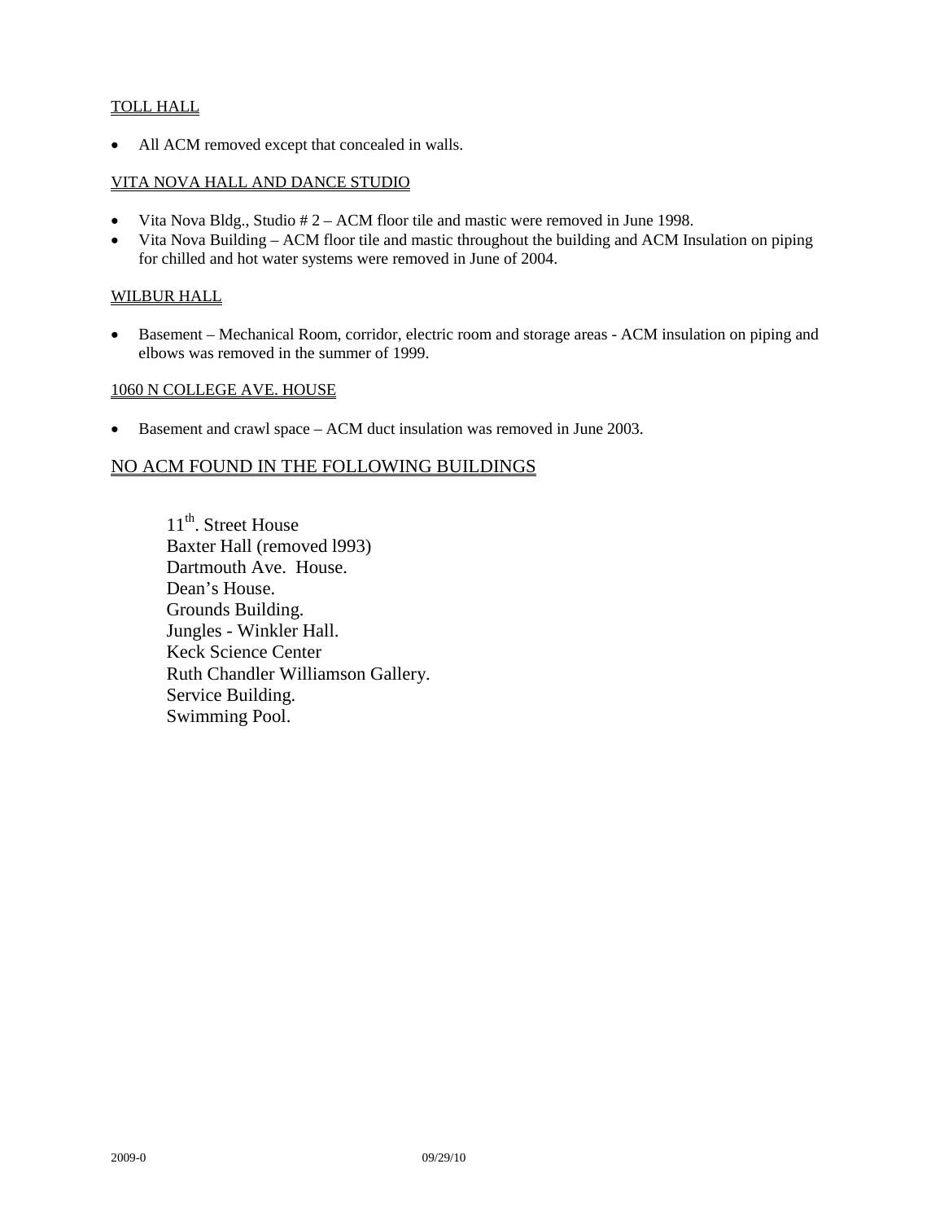TOLL HALL

- All ACM removed except that concealed in walls.

VITA NOVA HALL AND DANCE STUDIO

- Vita Nova Bldg., Studio # 2 – ACM floor tile and mastic were removed in June 1998.
- Vita Nova Building – ACM floor tile and mastic throughout the building and ACM Insulation on piping for chilled and hot water systems were removed in June of 2004.

WILBUR HALL

- Basement – Mechanical Room, corridor, electric room and storage areas - ACM insulation on piping and elbows was removed in the summer of 1999.

1060 N COLLEGE AVE. HOUSE

- Basement and crawl space – ACM duct insulation was removed in June 2003.

## NO ACM FOUND IN THE FOLLOWING BUILDINGS

11th. Street House
Baxter Hall (removed l993)
Dartmouth Ave. House.
Dean's House.
Grounds Building.
Jungles - Winkler Hall.
Keck Science Center
Ruth Chandler Williamson Gallery.
Service Building.
Swimming Pool.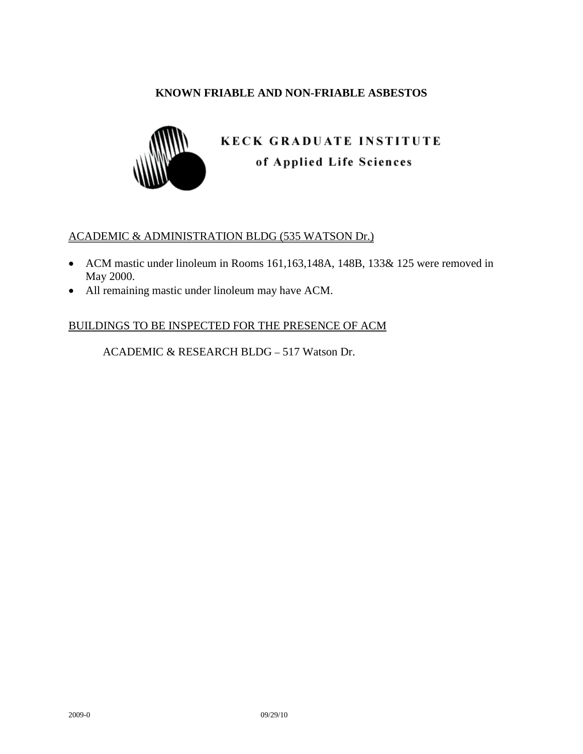# KNOWN FRIABLE AND NON-FRIABLE ASBESTOS

KECK GRADUATE INSTITUTE

of Applied Life Sciences

ACADEMIC & ADMINISTRATION BLDG (535 WATSON Dr.)

- ACM mastic under linoleum in Rooms 161,163,148A, 148B, 133& 125 were removed in May 2000.
- All remaining mastic under linoleum may have ACM.

BUILDINGS TO BE INSPECTED FOR THE PRESENCE OF ACM

ACADEMIC & RESEARCH BLDG – 517 Watson Dr.

2009-0 09/29/10